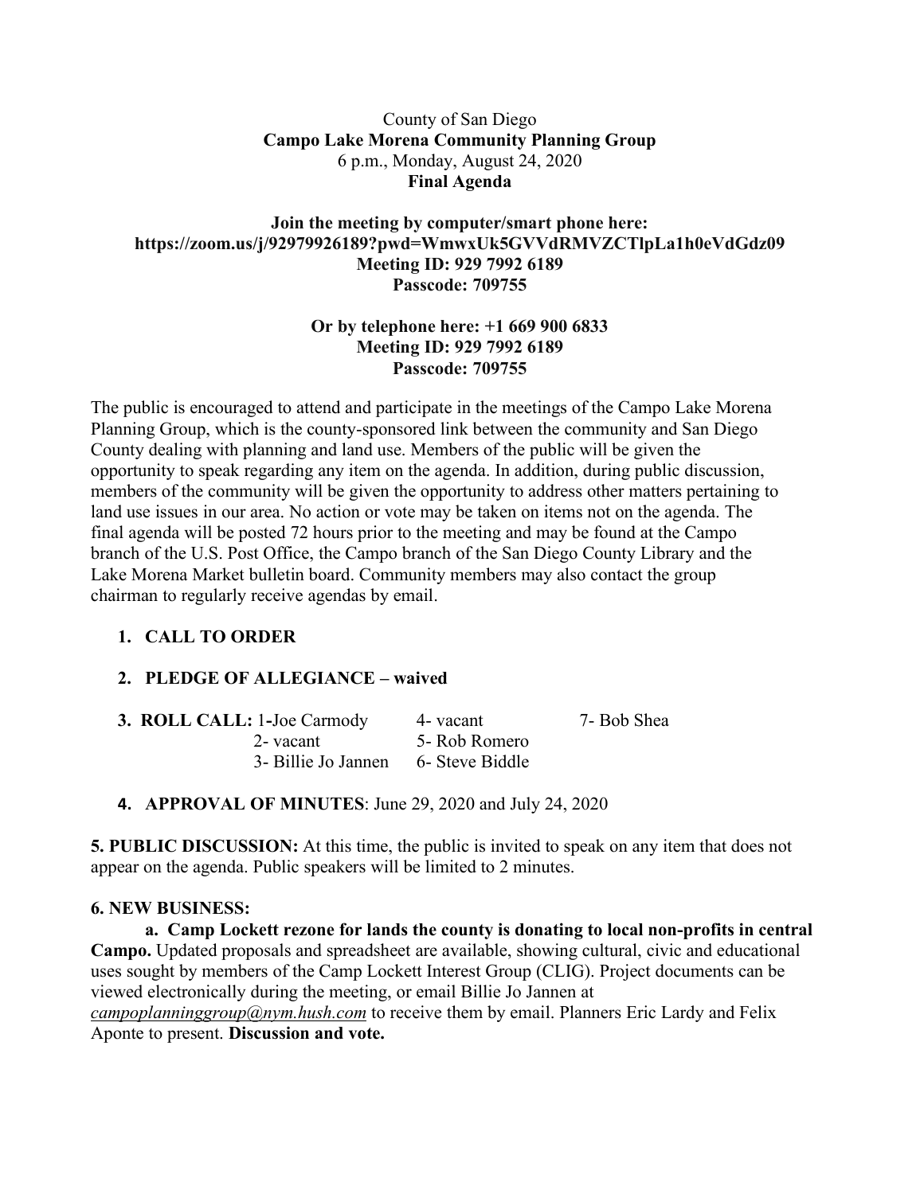County of San Diego

**Campo Lake Morena Community Planning Group**

6 p.m., Monday, August 24, 2020

**Final Agenda**

**Join the meeting by computer/smart phone here:**
**https://zoom.us/j/92979926189?pwd=WmwxUk5GVVdRMVZCTlpLa1h0eVdGdz09**
**Meeting ID: 929 7992 6189**
**Passcode: 709755**

**Or by telephone here: +1 669 900 6833**
**Meeting ID: 929 7992 6189**
**Passcode: 709755**

The public is encouraged to attend and participate in the meetings of the Campo Lake Morena Planning Group, which is the county-sponsored link between the community and San Diego County dealing with planning and land use. Members of the public will be given the opportunity to speak regarding any item on the agenda. In addition, during public discussion, members of the community will be given the opportunity to address other matters pertaining to land use issues in our area. No action or vote may be taken on items not on the agenda. The final agenda will be posted 72 hours prior to the meeting and may be found at the Campo branch of the U.S. Post Office, the Campo branch of the San Diego County Library and the Lake Morena Market bulletin board. Community members may also contact the group chairman to regularly receive agendas by email.

1. **CALL TO ORDER**

2. **PLEDGE OF ALLEGIANCE – waived**

3. **ROLL CALL:** 1-Joe Carmody, 2- vacant, 3- Billie Jo Jannen, 4- vacant, 5- Rob Romero, 6- Steve Biddle, 7- Bob Shea

4. **APPROVAL OF MINUTES**: June 29, 2020 and July 24, 2020

**5. PUBLIC DISCUSSION:** At this time, the public is invited to speak on any item that does not appear on the agenda. Public speakers will be limited to 2 minutes.

**6. NEW BUSINESS:**

**a. Camp Lockett rezone for lands the county is donating to local non-profits in central Campo.** Updated proposals and spreadsheet are available, showing cultural, civic and educational uses sought by members of the Camp Lockett Interest Group (CLIG). Project documents can be viewed electronically during the meeting, or email Billie Jo Jannen at *campoplanninggroup@nym.hush.com* to receive them by email. Planners Eric Lardy and Felix Aponte to present. **Discussion and vote.**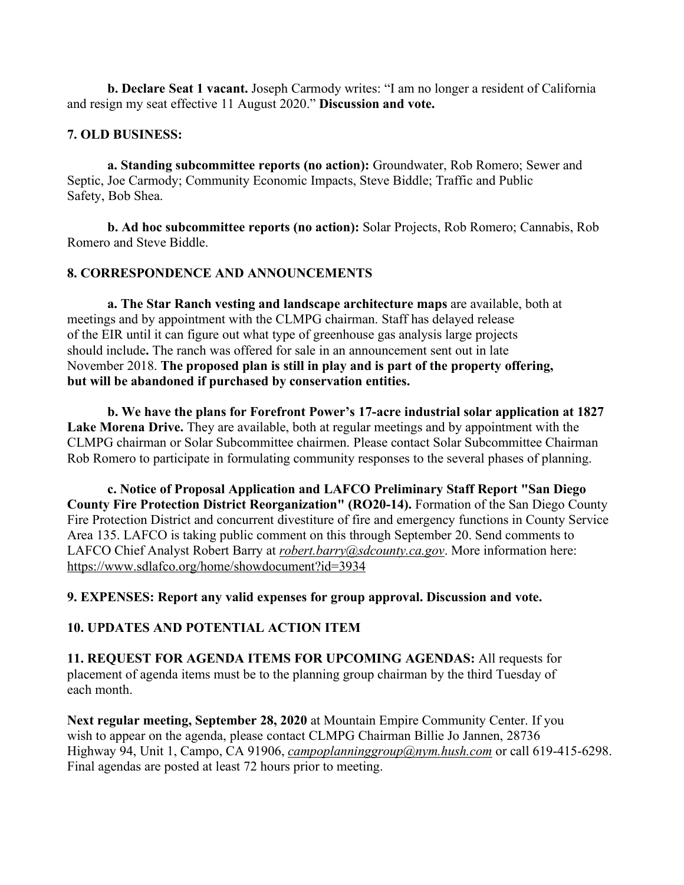**b. Declare Seat 1 vacant.** Joseph Carmody writes: "I am no longer a resident of California and resign my seat effective 11 August 2020." **Discussion and vote.**

## 7. OLD BUSINESS:

**a. Standing subcommittee reports (no action):** Groundwater, Rob Romero; Sewer and Septic, Joe Carmody; Community Economic Impacts, Steve Biddle; Traffic and Public Safety, Bob Shea.

**b. Ad hoc subcommittee reports (no action):** Solar Projects, Rob Romero; Cannabis, Rob Romero and Steve Biddle.

## 8. CORRESPONDENCE AND ANNOUNCEMENTS

**a. The Star Ranch vesting and landscape architecture maps** are available, both at meetings and by appointment with the CLMPG chairman. Staff has delayed release of the EIR until it can figure out what type of greenhouse gas analysis large projects should include**.** The ranch was offered for sale in an announcement sent out in late November 2018. **The proposed plan is still in play and is part of the property offering, but will be abandoned if purchased by conservation entities.**

**b. We have the plans for Forefront Power's 17-acre industrial solar application at 1827 Lake Morena Drive.** They are available, both at regular meetings and by appointment with the CLMPG chairman or Solar Subcommittee chairmen. Please contact Solar Subcommittee Chairman Rob Romero to participate in formulating community responses to the several phases of planning.

**c. Notice of Proposal Application and LAFCO Preliminary Staff Report "San Diego County Fire Protection District Reorganization" (RO20-14).** Formation of the San Diego County Fire Protection District and concurrent divestiture of fire and emergency functions in County Service Area 135. LAFCO is taking public comment on this through September 20. Send comments to LAFCO Chief Analyst Robert Barry at *robert.barry@sdcounty.ca.gov*. More information here: https://www.sdlafco.org/home/showdocument?id=3934

## 9. EXPENSES: Report any valid expenses for group approval. Discussion and vote.

## 10. UPDATES AND POTENTIAL ACTION ITEM

**11. REQUEST FOR AGENDA ITEMS FOR UPCOMING AGENDAS:** All requests for placement of agenda items must be to the planning group chairman by the third Tuesday of each month.

**Next regular meeting, September 28, 2020** at Mountain Empire Community Center. If you wish to appear on the agenda, please contact CLMPG Chairman Billie Jo Jannen, 28736 Highway 94, Unit 1, Campo, CA 91906, *campoplanninggroup@nym.hush.com* or call 619-415-6298. Final agendas are posted at least 72 hours prior to meeting.